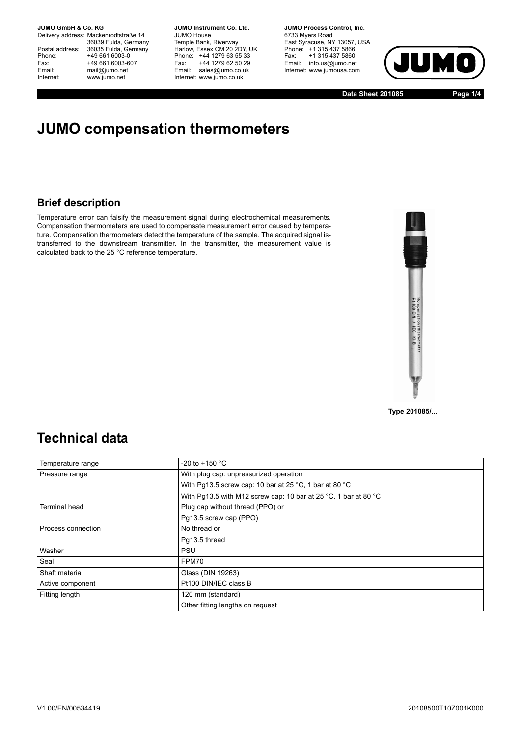# JUMO compensation thermometers

## Brief description

Temperature error can falsify the measurement signal during electrochemical measurements. Compensation thermometers are used to compensate measurement error caused by temperature. Compensation thermometers detect the temperature of the sample. The acquired signal is transferred to the downstream transmitter. In the transmitter, the measurement value is calculated back to the 25 °C reference temperature.

Type 201085/...

# Technical data

| Temperature range | -20 to +150 °C |
|---|---|
| Pressure range | With plug cap: unpressurized operation |
| | With Pg13.5 screw cap: 10 bar at 25 °C, 1 bar at 80 °C |
| | With Pg13.5 with M12 screw cap: 10 bar at 25 °C, 1 bar at 80 °C |
| Terminal head | Plug cap without thread (PPO) or |
| | Pg13.5 screw cap (PPO) |
| Process connection | No thread or |
| | Pg13.5 thread |
| Washer | PSU |
| Seal | FPM70 |
| Shaft material | Glass (DIN 19263) |
| Active component | Pt100 DIN/IEC class B |
| Fitting length | 120 mm (standard) |
| | Other fitting lengths on request |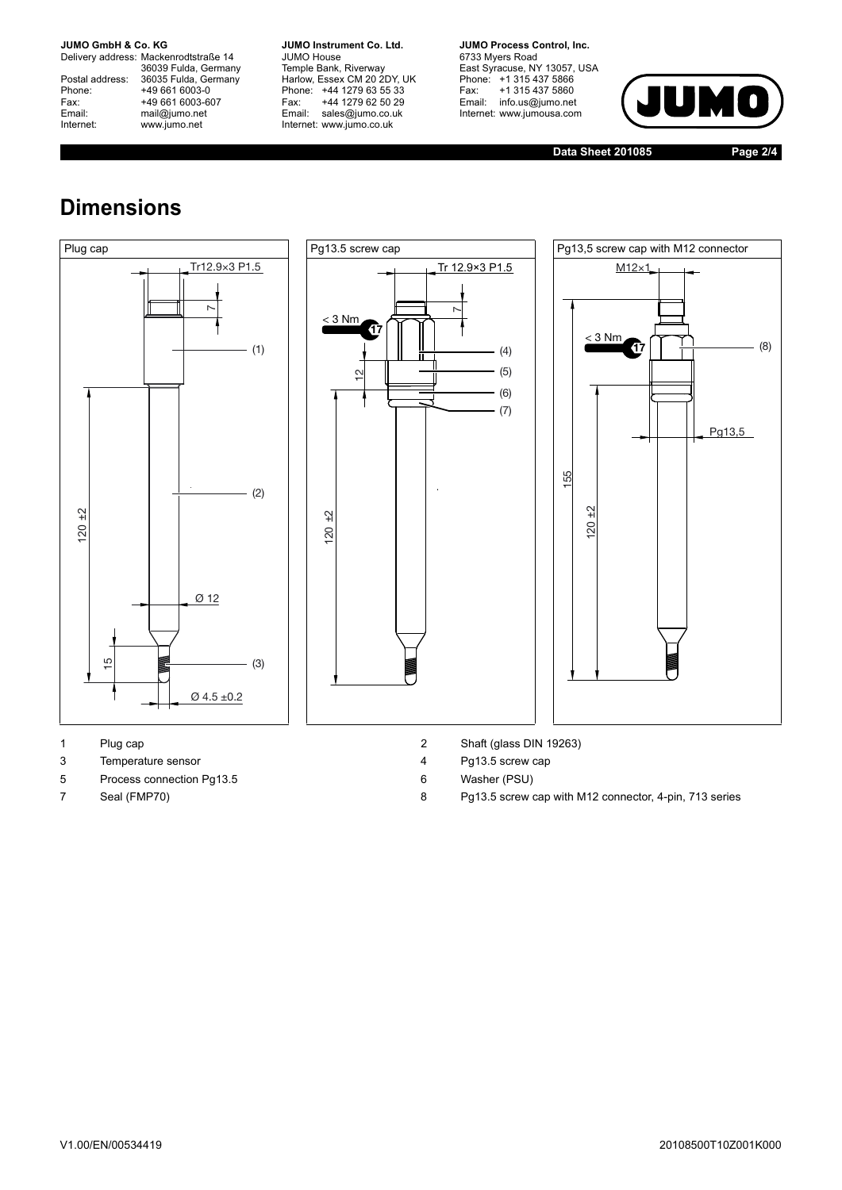## Dimensions

| | | | |
|---|---|---|---|
| 1 | Plug cap | 2 | Shaft (glass DIN 19263) |
| 3 | Temperature sensor | 4 | Pg13.5 screw cap |
| 5 | Process connection Pg13.5 | 6 | Washer (PSU) |
| 7 | Seal (FMP70) | 8 | Pg13.5 screw cap with M12 connector, 4-pin, 713 series |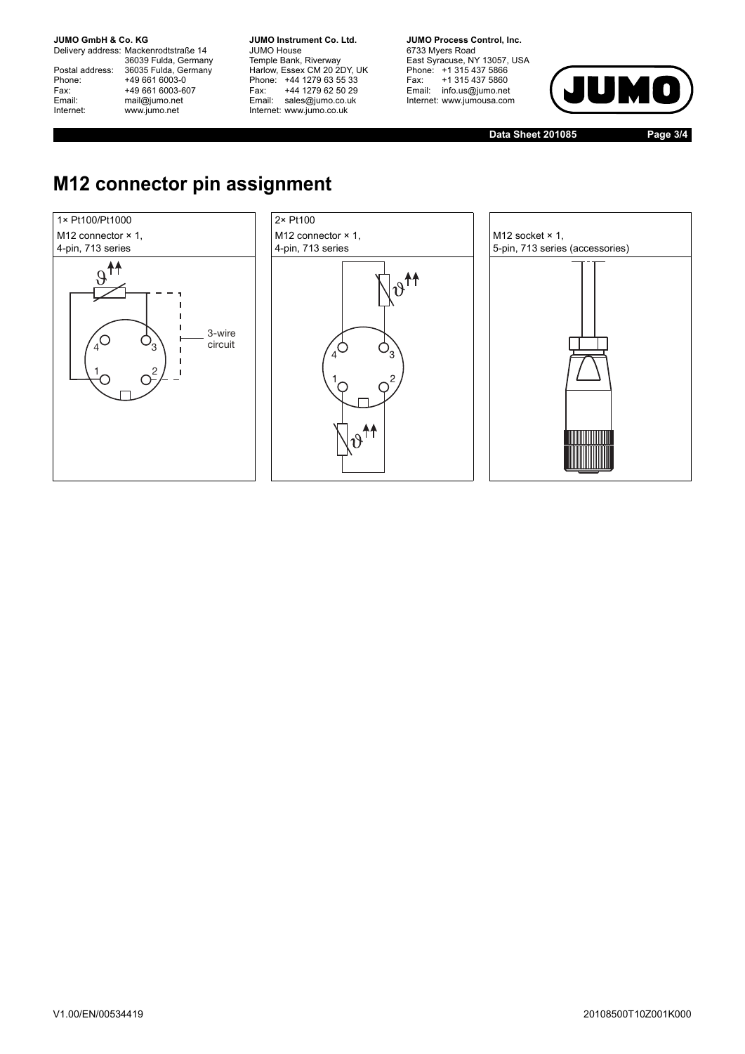# M12 connector pin assignment

| 1× Pt100/Pt1000<br>M12 connector × 1,<br>4-pin, 713 series | 2× Pt100<br>M12 connector × 1,<br>4-pin, 713 series | M12 socket × 1,<br>5-pin, 713 series (accessories) |
|---|---|---|
| 3-wire circuit | | |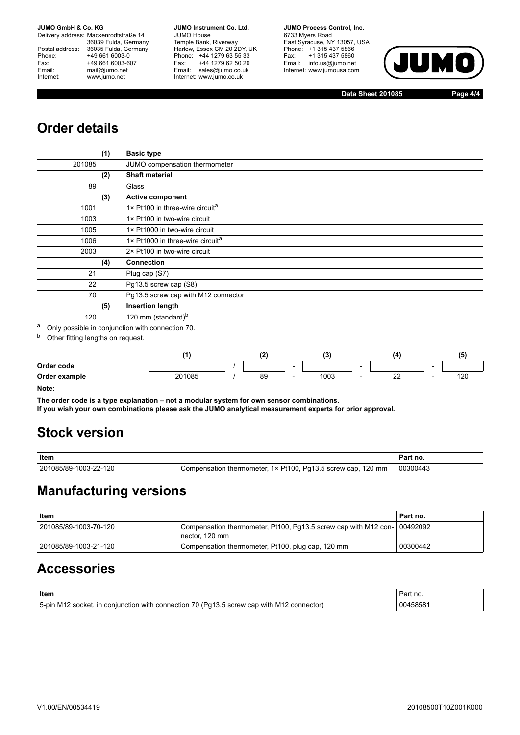# Order details

| | |
|---|---|
| **(1)** | **Basic type** |
| 201085 | JUMO compensation thermometer |
| **(2)** | **Shaft material** |
| 89 | Glass |
| **(3)** | **Active component** |
| 1001 | 1× Pt100 in three-wire circuit[a] |
| 1003 | 1× Pt100 in two-wire circuit |
| 1005 | 1× Pt1000 in two-wire circuit |
| 1006 | 1× Pt1000 in three-wire circuit[a] |
| 2003 | 2× Pt100 in two-wire circuit |
| **(4)** | **Connection** |
| 21 | Plug cap (S7) |
| 22 | Pg13.5 screw cap (S8) |
| 70 | Pg13.5 screw cap with M12 connector |
| **(5)** | **Insertion length** |
| 120 | 120 mm (standard)[b] |

[a] Only possible in conjunction with connection 70.

[b] Other fitting lengths on request.

| | (1) | | (2) | | (3) | | (4) | | (5) |
|---|---|---|---|---|---|---|---|---|---|
| **Order code** | | / | | - | | - | | - | |
| **Order example** | 201085 | / | 89 | - | 1003 | - | 22 | - | 120 |

**Note:**

**The order code is a type explanation – not a modular system for own sensor combinations.**
**If you wish your own combinations please ask the JUMO analytical measurement experts for prior approval.**

# Stock version

| Item | | Part no. |
|---|---|---|
| 201085/89-1003-22-120 | Compensation thermometer, 1× Pt100, Pg13.5 screw cap, 120 mm | 00300443 |

# Manufacturing versions

| Item | | Part no. |
|---|---|---|
| 201085/89-1003-70-120 | Compensation thermometer, Pt100, Pg13.5 screw cap with M12 connector, 120 mm | 00492092 |
| 201085/89-1003-21-120 | Compensation thermometer, Pt100, plug cap, 120 mm | 00300442 |

# Accessories

| Item | Part no. |
|---|---|
| 5-pin M12 socket, in conjunction with connection 70 (Pg13.5 screw cap with M12 connector) | 00458581 |